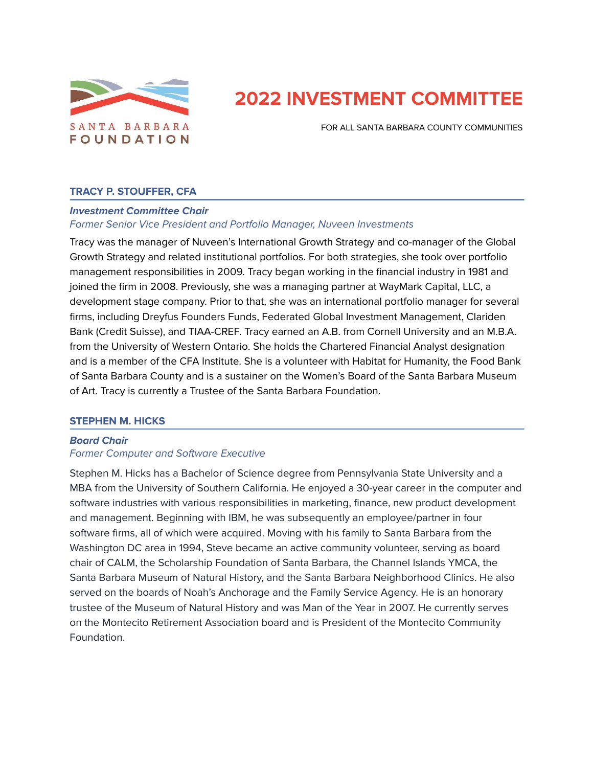SANTA BARBARA FOUNDATION

# 2022 INVESTMENT COMMITTEE

FOR ALL SANTA BARBARA COUNTY COMMUNITIES

## TRACY P. STOUFFER, CFA

***Investment Committee Chair***

*Former Senior Vice President and Portfolio Manager, Nuveen Investments*

Tracy was the manager of Nuveen's International Growth Strategy and co-manager of the Global Growth Strategy and related institutional portfolios. For both strategies, she took over portfolio management responsibilities in 2009. Tracy began working in the financial industry in 1981 and joined the firm in 2008. Previously, she was a managing partner at WayMark Capital, LLC, a development stage company. Prior to that, she was an international portfolio manager for several firms, including Dreyfus Founders Funds, Federated Global Investment Management, Clariden Bank (Credit Suisse), and TIAA-CREF. Tracy earned an A.B. from Cornell University and an M.B.A. from the University of Western Ontario. She holds the Chartered Financial Analyst designation and is a member of the CFA Institute. She is a volunteer with Habitat for Humanity, the Food Bank of Santa Barbara County and is a sustainer on the Women's Board of the Santa Barbara Museum of Art. Tracy is currently a Trustee of the Santa Barbara Foundation.

## STEPHEN M. HICKS

***Board Chair***

*Former Computer and Software Executive*

Stephen M. Hicks has a Bachelor of Science degree from Pennsylvania State University and a MBA from the University of Southern California. He enjoyed a 30-year career in the computer and software industries with various responsibilities in marketing, finance, new product development and management. Beginning with IBM, he was subsequently an employee/partner in four software firms, all of which were acquired. Moving with his family to Santa Barbara from the Washington DC area in 1994, Steve became an active community volunteer, serving as board chair of CALM, the Scholarship Foundation of Santa Barbara, the Channel Islands YMCA, the Santa Barbara Museum of Natural History, and the Santa Barbara Neighborhood Clinics. He also served on the boards of Noah's Anchorage and the Family Service Agency. He is an honorary trustee of the Museum of Natural History and was Man of the Year in 2007. He currently serves on the Montecito Retirement Association board and is President of the Montecito Community Foundation.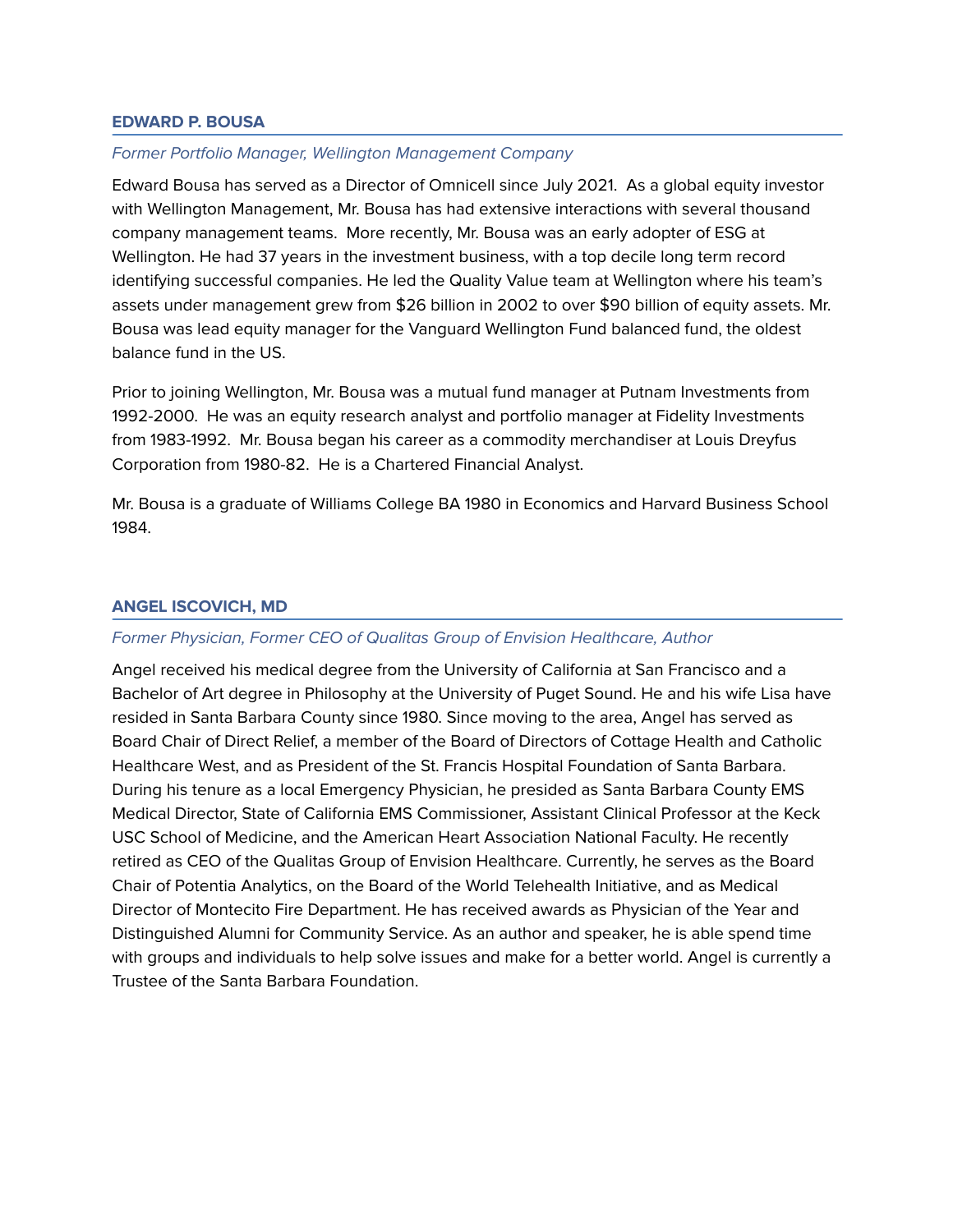### EDWARD P. BOUSA

*Former Portfolio Manager, Wellington Management Company*

Edward Bousa has served as a Director of Omnicell since July 2021. As a global equity investor with Wellington Management, Mr. Bousa has had extensive interactions with several thousand company management teams. More recently, Mr. Bousa was an early adopter of ESG at Wellington. He had 37 years in the investment business, with a top decile long term record identifying successful companies. He led the Quality Value team at Wellington where his team's assets under management grew from $26 billion in 2002 to over $90 billion of equity assets. Mr. Bousa was lead equity manager for the Vanguard Wellington Fund balanced fund, the oldest balance fund in the US.

Prior to joining Wellington, Mr. Bousa was a mutual fund manager at Putnam Investments from 1992-2000. He was an equity research analyst and portfolio manager at Fidelity Investments from 1983-1992. Mr. Bousa began his career as a commodity merchandiser at Louis Dreyfus Corporation from 1980-82. He is a Chartered Financial Analyst.

Mr. Bousa is a graduate of Williams College BA 1980 in Economics and Harvard Business School 1984.

### ANGEL ISCOVICH, MD

*Former Physician, Former CEO of Qualitas Group of Envision Healthcare, Author*

Angel received his medical degree from the University of California at San Francisco and a Bachelor of Art degree in Philosophy at the University of Puget Sound. He and his wife Lisa have resided in Santa Barbara County since 1980. Since moving to the area, Angel has served as Board Chair of Direct Relief, a member of the Board of Directors of Cottage Health and Catholic Healthcare West, and as President of the St. Francis Hospital Foundation of Santa Barbara. During his tenure as a local Emergency Physician, he presided as Santa Barbara County EMS Medical Director, State of California EMS Commissioner, Assistant Clinical Professor at the Keck USC School of Medicine, and the American Heart Association National Faculty. He recently retired as CEO of the Qualitas Group of Envision Healthcare. Currently, he serves as the Board Chair of Potentia Analytics, on the Board of the World Telehealth Initiative, and as Medical Director of Montecito Fire Department. He has received awards as Physician of the Year and Distinguished Alumni for Community Service. As an author and speaker, he is able spend time with groups and individuals to help solve issues and make for a better world. Angel is currently a Trustee of the Santa Barbara Foundation.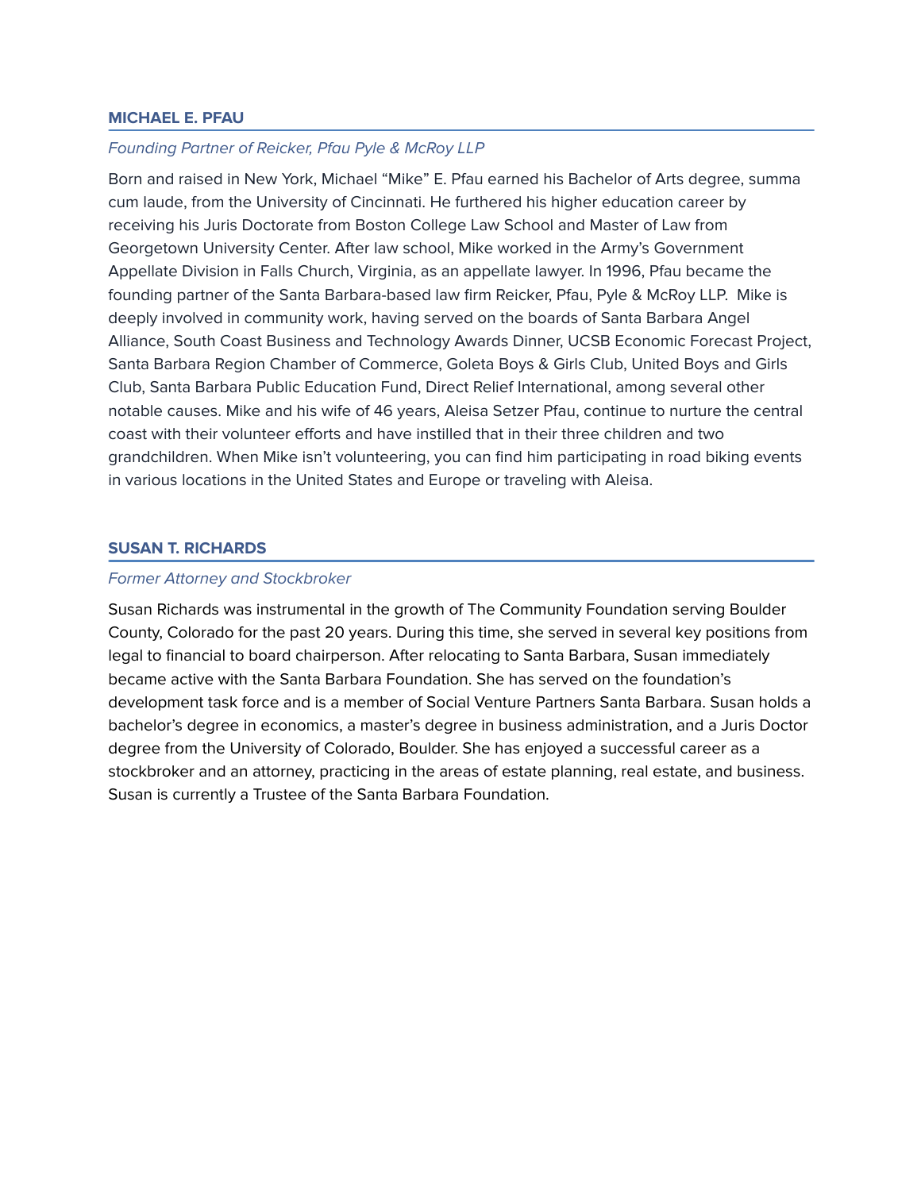## MICHAEL E. PFAU

*Founding Partner of Reicker, Pfau Pyle & McRoy LLP*

Born and raised in New York, Michael "Mike" E. Pfau earned his Bachelor of Arts degree, summa cum laude, from the University of Cincinnati. He furthered his higher education career by receiving his Juris Doctorate from Boston College Law School and Master of Law from Georgetown University Center. After law school, Mike worked in the Army's Government Appellate Division in Falls Church, Virginia, as an appellate lawyer. In 1996, Pfau became the founding partner of the Santa Barbara-based law firm Reicker, Pfau, Pyle & McRoy LLP.  Mike is deeply involved in community work, having served on the boards of Santa Barbara Angel Alliance, South Coast Business and Technology Awards Dinner, UCSB Economic Forecast Project, Santa Barbara Region Chamber of Commerce, Goleta Boys & Girls Club, United Boys and Girls Club, Santa Barbara Public Education Fund, Direct Relief International, among several other notable causes. Mike and his wife of 46 years, Aleisa Setzer Pfau, continue to nurture the central coast with their volunteer efforts and have instilled that in their three children and two grandchildren. When Mike isn't volunteering, you can find him participating in road biking events in various locations in the United States and Europe or traveling with Aleisa.

## SUSAN T. RICHARDS

*Former Attorney and Stockbroker*

Susan Richards was instrumental in the growth of The Community Foundation serving Boulder County, Colorado for the past 20 years. During this time, she served in several key positions from legal to financial to board chairperson. After relocating to Santa Barbara, Susan immediately became active with the Santa Barbara Foundation. She has served on the foundation's development task force and is a member of Social Venture Partners Santa Barbara. Susan holds a bachelor's degree in economics, a master's degree in business administration, and a Juris Doctor degree from the University of Colorado, Boulder. She has enjoyed a successful career as a stockbroker and an attorney, practicing in the areas of estate planning, real estate, and business. Susan is currently a Trustee of the Santa Barbara Foundation.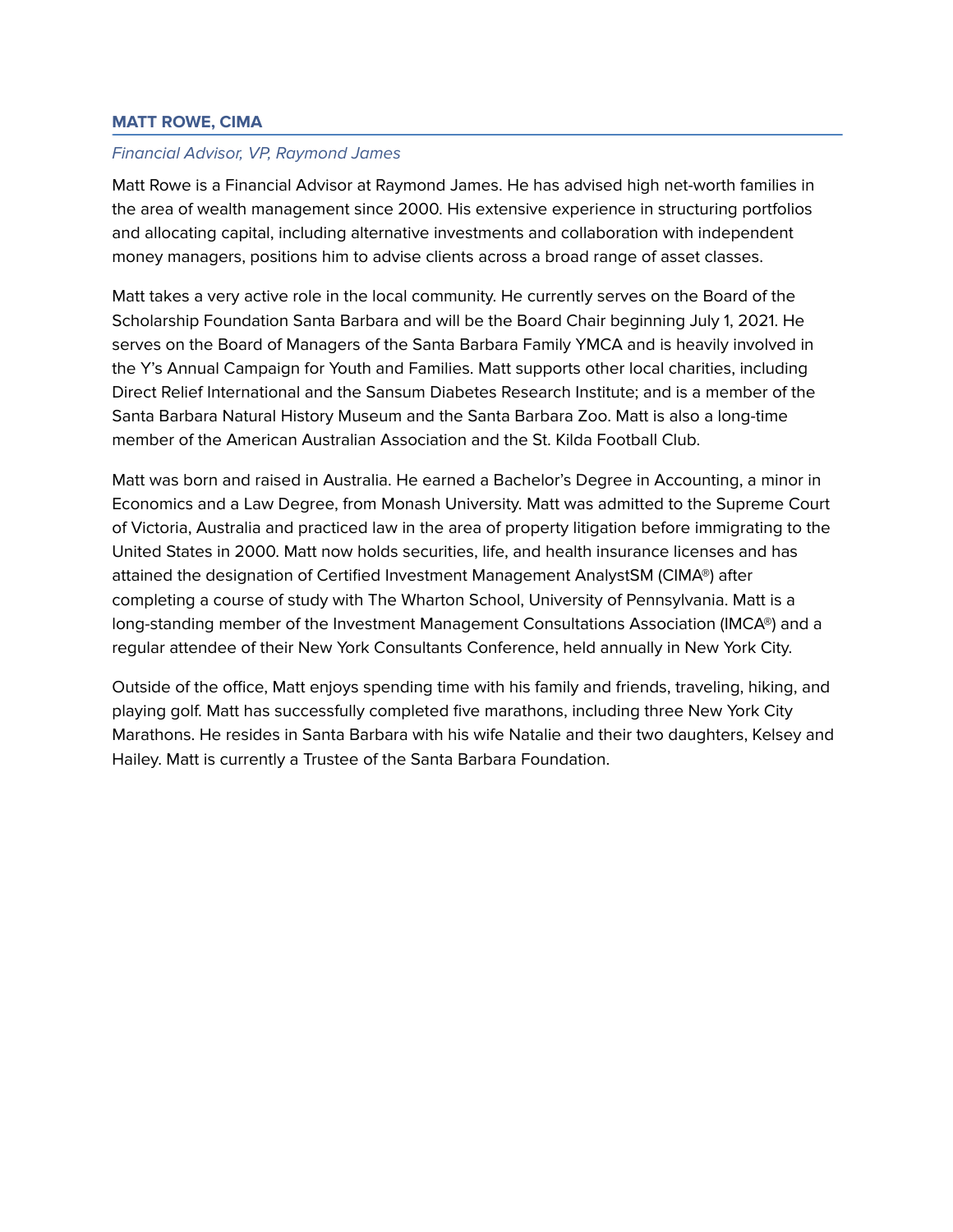## MATT ROWE, CIMA

*Financial Advisor, VP, Raymond James*

Matt Rowe is a Financial Advisor at Raymond James. He has advised high net-worth families in the area of wealth management since 2000. His extensive experience in structuring portfolios and allocating capital, including alternative investments and collaboration with independent money managers, positions him to advise clients across a broad range of asset classes.

Matt takes a very active role in the local community. He currently serves on the Board of the Scholarship Foundation Santa Barbara and will be the Board Chair beginning July 1, 2021. He serves on the Board of Managers of the Santa Barbara Family YMCA and is heavily involved in the Y's Annual Campaign for Youth and Families. Matt supports other local charities, including Direct Relief International and the Sansum Diabetes Research Institute; and is a member of the Santa Barbara Natural History Museum and the Santa Barbara Zoo. Matt is also a long-time member of the American Australian Association and the St. Kilda Football Club.

Matt was born and raised in Australia. He earned a Bachelor's Degree in Accounting, a minor in Economics and a Law Degree, from Monash University. Matt was admitted to the Supreme Court of Victoria, Australia and practiced law in the area of property litigation before immigrating to the United States in 2000. Matt now holds securities, life, and health insurance licenses and has attained the designation of Certified Investment Management AnalystSM (CIMA®) after completing a course of study with The Wharton School, University of Pennsylvania. Matt is a long-standing member of the Investment Management Consultations Association (IMCA®) and a regular attendee of their New York Consultants Conference, held annually in New York City.

Outside of the office, Matt enjoys spending time with his family and friends, traveling, hiking, and playing golf. Matt has successfully completed five marathons, including three New York City Marathons. He resides in Santa Barbara with his wife Natalie and their two daughters, Kelsey and Hailey. Matt is currently a Trustee of the Santa Barbara Foundation.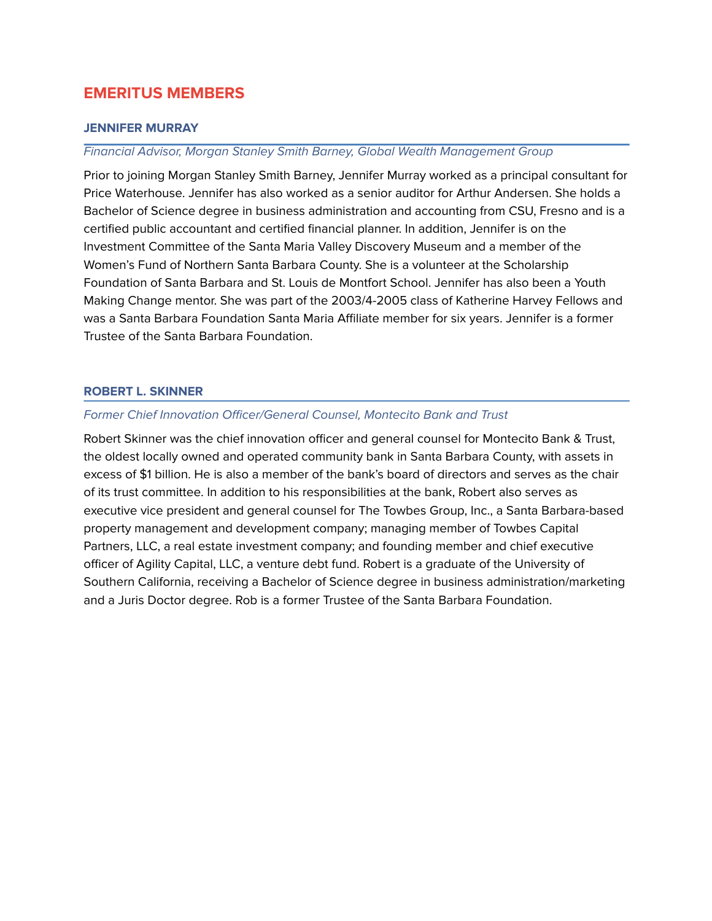## EMERITUS MEMBERS

### JENNIFER MURRAY

*Financial Advisor, Morgan Stanley Smith Barney, Global Wealth Management Group*

Prior to joining Morgan Stanley Smith Barney, Jennifer Murray worked as a principal consultant for Price Waterhouse. Jennifer has also worked as a senior auditor for Arthur Andersen. She holds a Bachelor of Science degree in business administration and accounting from CSU, Fresno and is a certified public accountant and certified financial planner. In addition, Jennifer is on the Investment Committee of the Santa Maria Valley Discovery Museum and a member of the Women's Fund of Northern Santa Barbara County. She is a volunteer at the Scholarship Foundation of Santa Barbara and St. Louis de Montfort School. Jennifer has also been a Youth Making Change mentor. She was part of the 2003/4-2005 class of Katherine Harvey Fellows and was a Santa Barbara Foundation Santa Maria Affiliate member for six years. Jennifer is a former Trustee of the Santa Barbara Foundation.

### ROBERT L. SKINNER

*Former Chief Innovation Officer/General Counsel, Montecito Bank and Trust*

Robert Skinner was the chief innovation officer and general counsel for Montecito Bank & Trust, the oldest locally owned and operated community bank in Santa Barbara County, with assets in excess of $1 billion. He is also a member of the bank's board of directors and serves as the chair of its trust committee. In addition to his responsibilities at the bank, Robert also serves as executive vice president and general counsel for The Towbes Group, Inc., a Santa Barbara-based property management and development company; managing member of Towbes Capital Partners, LLC, a real estate investment company; and founding member and chief executive officer of Agility Capital, LLC, a venture debt fund. Robert is a graduate of the University of Southern California, receiving a Bachelor of Science degree in business administration/marketing and a Juris Doctor degree. Rob is a former Trustee of the Santa Barbara Foundation.